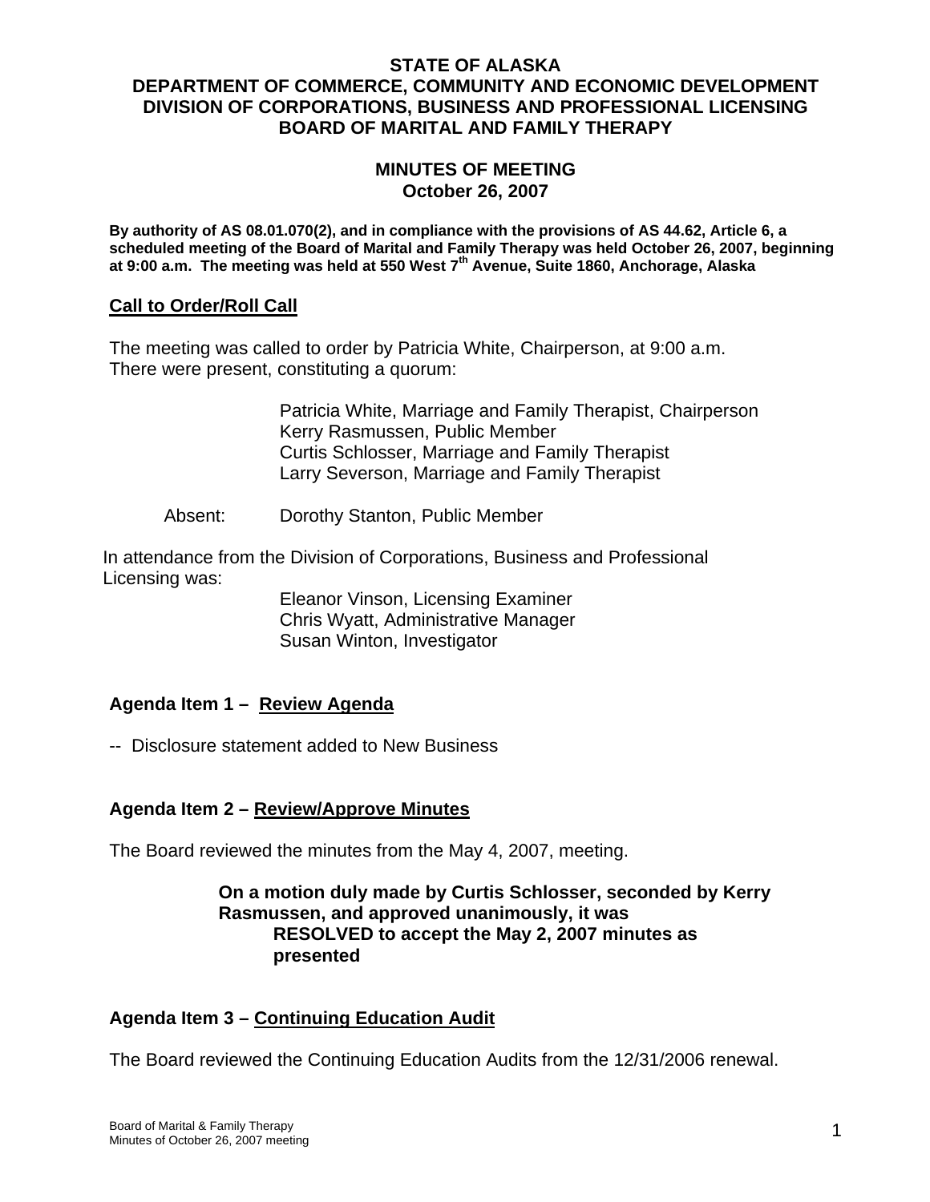**STATE OF ALASKA**
**DEPARTMENT OF COMMERCE, COMMUNITY AND ECONOMIC DEVELOPMENT**
**DIVISION OF CORPORATIONS, BUSINESS AND PROFESSIONAL LICENSING**
**BOARD OF MARITAL AND FAMILY THERAPY**

**MINUTES OF MEETING**
**October 26, 2007**

**By authority of AS 08.01.070(2), and in compliance with the provisions of AS 44.62, Article 6, a scheduled meeting of the Board of Marital and Family Therapy was held October 26, 2007, beginning at 9:00 a.m. The meeting was held at 550 West 7th Avenue, Suite 1860, Anchorage, Alaska**

## Call to Order/Roll Call

The meeting was called to order by Patricia White, Chairperson, at 9:00 a.m. There were present, constituting a quorum:

Patricia White, Marriage and Family Therapist, Chairperson
Kerry Rasmussen, Public Member
Curtis Schlosser, Marriage and Family Therapist
Larry Severson, Marriage and Family Therapist

Absent: Dorothy Stanton, Public Member

In attendance from the Division of Corporations, Business and Professional Licensing was:

Eleanor Vinson, Licensing Examiner
Chris Wyatt, Administrative Manager
Susan Winton, Investigator

## Agenda Item 1 – Review Agenda

-- Disclosure statement added to New Business

## Agenda Item 2 – Review/Approve Minutes

The Board reviewed the minutes from the May 4, 2007, meeting.

**On a motion duly made by Curtis Schlosser, seconded by Kerry Rasmussen, and approved unanimously, it was**
**RESOLVED to accept the May 2, 2007 minutes as presented**

## Agenda Item 3 – Continuing Education Audit

The Board reviewed the Continuing Education Audits from the 12/31/2006 renewal.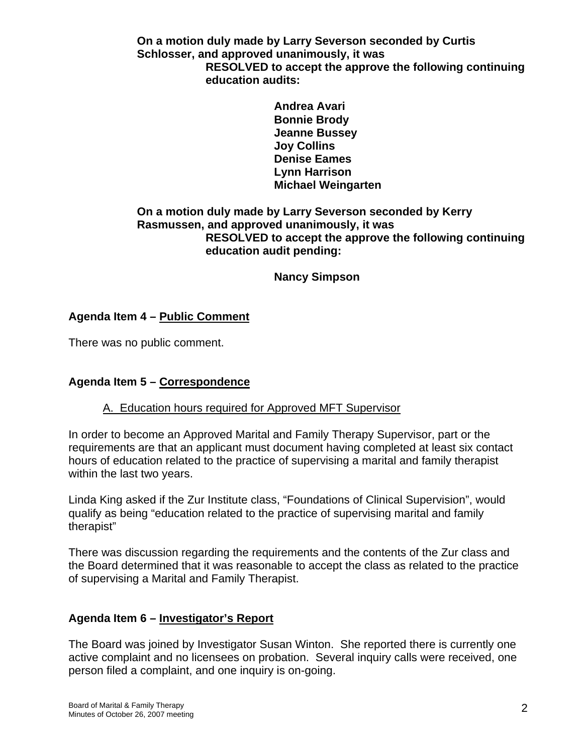**On a motion duly made by Larry Severson seconded by Curtis Schlosser, and approved unanimously, it was**

**RESOLVED to accept the approve the following continuing education audits:**

**Andrea Avari**
**Bonnie Brody**
**Jeanne Bussey**
**Joy Collins**
**Denise Eames**
**Lynn Harrison**
**Michael Weingarten**

**On a motion duly made by Larry Severson seconded by Kerry Rasmussen, and approved unanimously, it was**

**RESOLVED to accept the approve the following continuing education audit pending:**

**Nancy Simpson**

## Agenda Item 4 – Public Comment

There was no public comment.

## Agenda Item 5 – Correspondence

A. Education hours required for Approved MFT Supervisor

In order to become an Approved Marital and Family Therapy Supervisor, part or the requirements are that an applicant must document having completed at least six contact hours of education related to the practice of supervising a marital and family therapist within the last two years.

Linda King asked if the Zur Institute class, "Foundations of Clinical Supervision", would qualify as being "education related to the practice of supervising marital and family therapist"

There was discussion regarding the requirements and the contents of the Zur class and the Board determined that it was reasonable to accept the class as related to the practice of supervising a Marital and Family Therapist.

## Agenda Item 6 – Investigator's Report

The Board was joined by Investigator Susan Winton. She reported there is currently one active complaint and no licensees on probation. Several inquiry calls were received, one person filed a complaint, and one inquiry is on-going.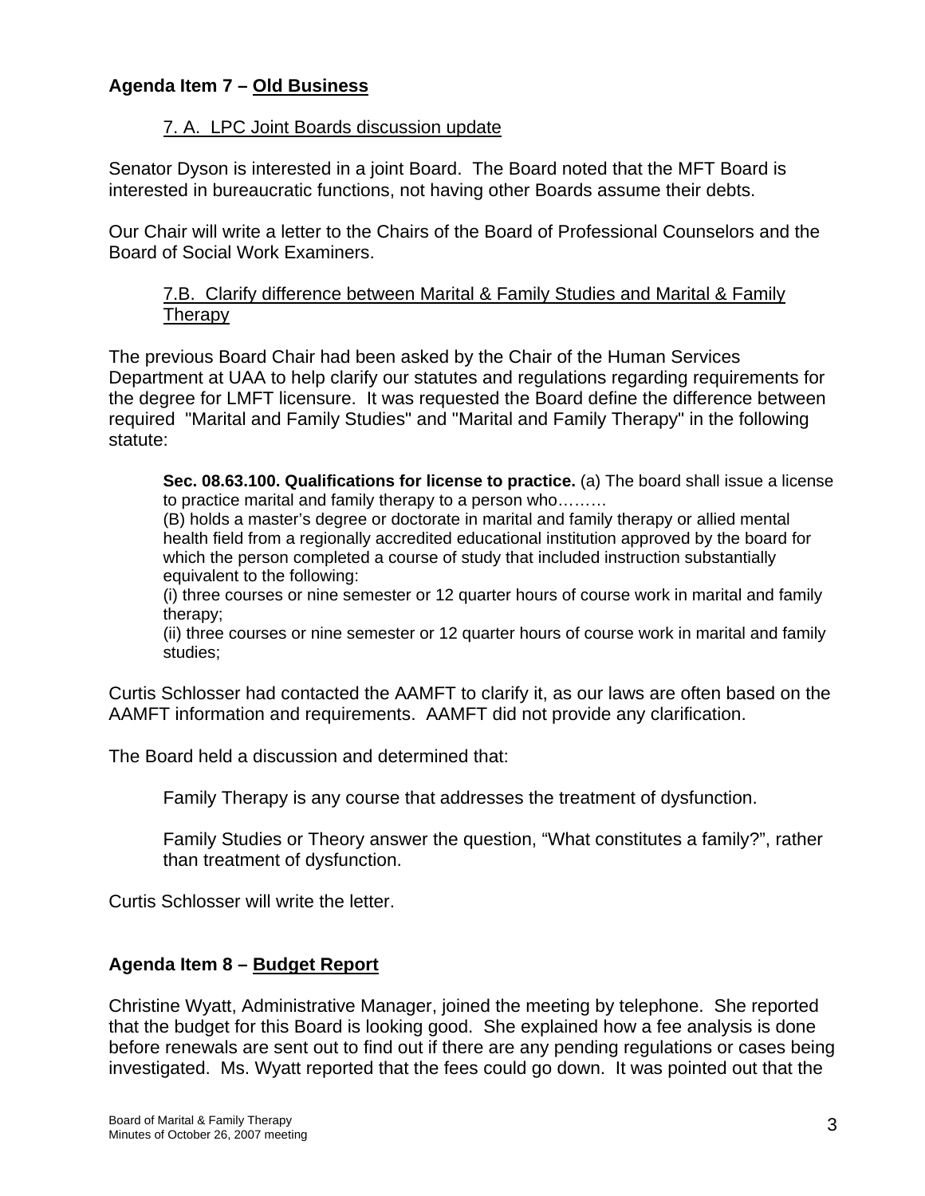**Agenda Item 7 – Old Business**

7. A. LPC Joint Boards discussion update

Senator Dyson is interested in a joint Board. The Board noted that the MFT Board is interested in bureaucratic functions, not having other Boards assume their debts.

Our Chair will write a letter to the Chairs of the Board of Professional Counselors and the Board of Social Work Examiners.

7.B. Clarify difference between Marital & Family Studies and Marital & Family Therapy

The previous Board Chair had been asked by the Chair of the Human Services Department at UAA to help clarify our statutes and regulations regarding requirements for the degree for LMFT licensure. It was requested the Board define the difference between required "Marital and Family Studies" and "Marital and Family Therapy" in the following statute:

> **Sec. 08.63.100. Qualifications for license to practice.** (a) The board shall issue a license to practice marital and family therapy to a person who……..
> (B) holds a master's degree or doctorate in marital and family therapy or allied mental health field from a regionally accredited educational institution approved by the board for which the person completed a course of study that included instruction substantially equivalent to the following:
> (i) three courses or nine semester or 12 quarter hours of course work in marital and family therapy;
> (ii) three courses or nine semester or 12 quarter hours of course work in marital and family studies;

Curtis Schlosser had contacted the AAMFT to clarify it, as our laws are often based on the AAMFT information and requirements. AAMFT did not provide any clarification.

The Board held a discussion and determined that:

Family Therapy is any course that addresses the treatment of dysfunction.

Family Studies or Theory answer the question, "What constitutes a family?", rather than treatment of dysfunction.

Curtis Schlosser will write the letter.

**Agenda Item 8 – Budget Report**

Christine Wyatt, Administrative Manager, joined the meeting by telephone. She reported that the budget for this Board is looking good. She explained how a fee analysis is done before renewals are sent out to find out if there are any pending regulations or cases being investigated. Ms. Wyatt reported that the fees could go down. It was pointed out that the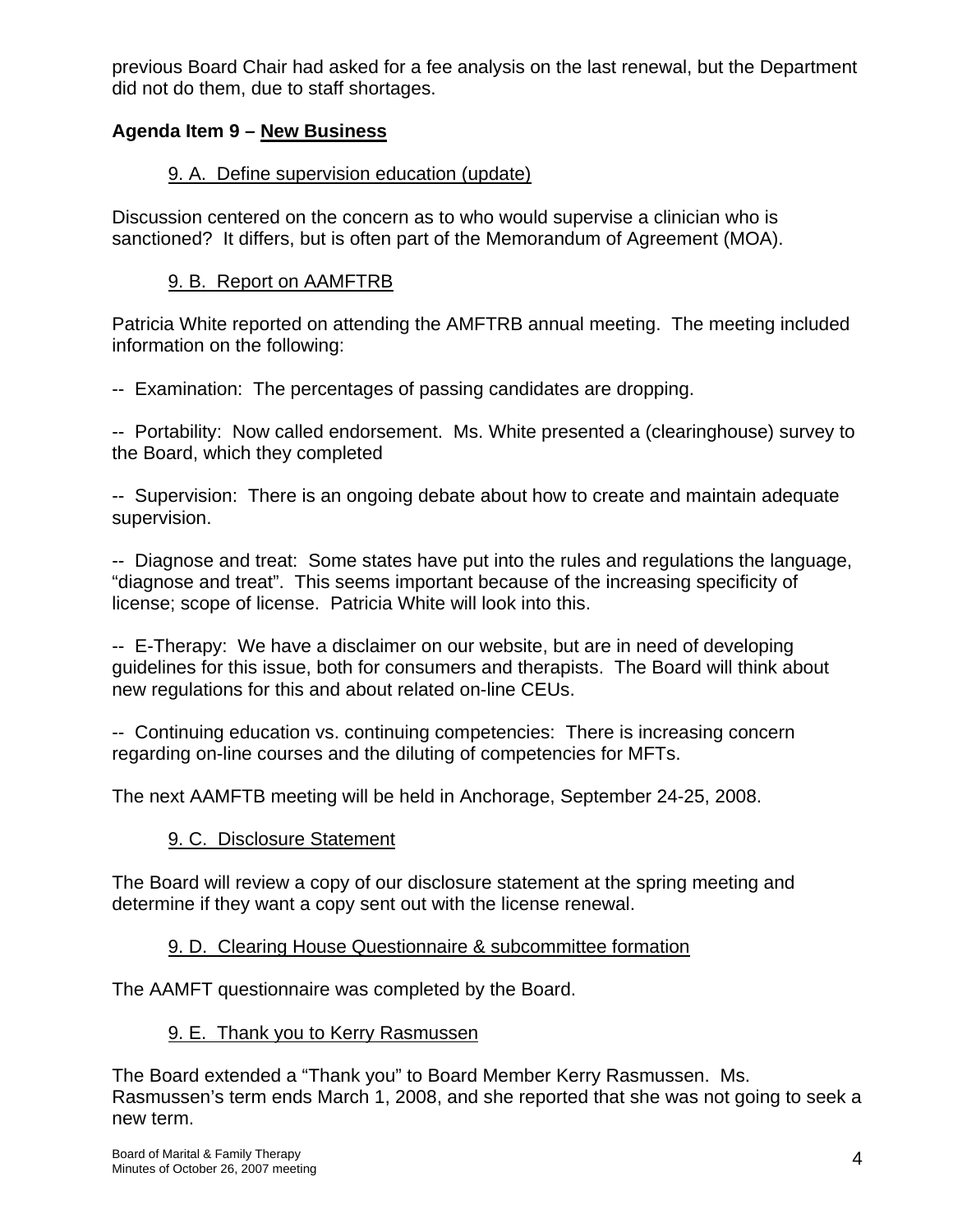previous Board Chair had asked for a fee analysis on the last renewal, but the Department did not do them, due to staff shortages.

**Agenda Item 9 – New Business**

9. A. Define supervision education (update)

Discussion centered on the concern as to who would supervise a clinician who is sanctioned? It differs, but is often part of the Memorandum of Agreement (MOA).

9. B. Report on AAMFTRB

Patricia White reported on attending the AMFTRB annual meeting. The meeting included information on the following:

-- Examination: The percentages of passing candidates are dropping.

-- Portability: Now called endorsement. Ms. White presented a (clearinghouse) survey to the Board, which they completed

-- Supervision: There is an ongoing debate about how to create and maintain adequate supervision.

-- Diagnose and treat: Some states have put into the rules and regulations the language, "diagnose and treat". This seems important because of the increasing specificity of license; scope of license. Patricia White will look into this.

-- E-Therapy: We have a disclaimer on our website, but are in need of developing guidelines for this issue, both for consumers and therapists. The Board will think about new regulations for this and about related on-line CEUs.

-- Continuing education vs. continuing competencies: There is increasing concern regarding on-line courses and the diluting of competencies for MFTs.

The next AAMFTB meeting will be held in Anchorage, September 24-25, 2008.

9. C. Disclosure Statement

The Board will review a copy of our disclosure statement at the spring meeting and determine if they want a copy sent out with the license renewal.

9. D. Clearing House Questionnaire & subcommittee formation

The AAMFT questionnaire was completed by the Board.

9. E. Thank you to Kerry Rasmussen

The Board extended a "Thank you" to Board Member Kerry Rasmussen. Ms. Rasmussen's term ends March 1, 2008, and she reported that she was not going to seek a new term.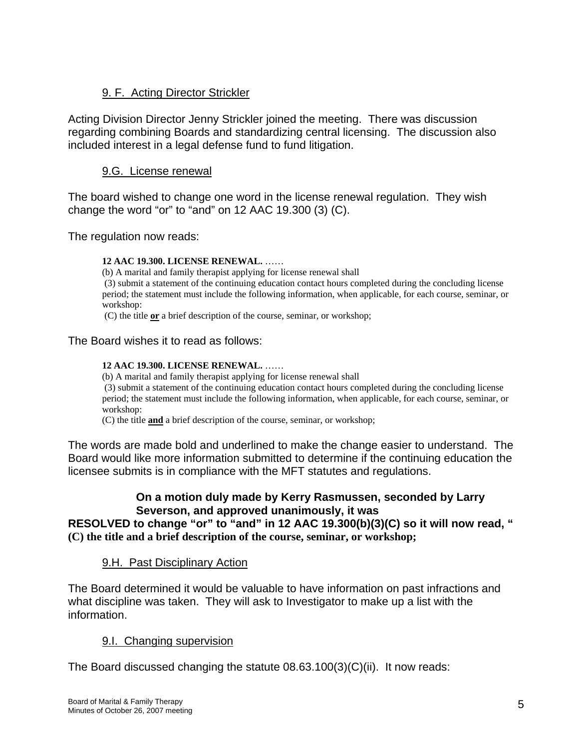### 9. F. Acting Director Strickler

Acting Division Director Jenny Strickler joined the meeting. There was discussion regarding combining Boards and standardizing central licensing. The discussion also included interest in a legal defense fund to fund litigation.

### 9.G. License renewal

The board wished to change one word in the license renewal regulation. They wish change the word "or" to "and" on 12 AAC 19.300 (3) (C).

The regulation now reads:

> **12 AAC 19.300. LICENSE RENEWAL.** ……
>
> (b) A marital and family therapist applying for license renewal shall
>
> (3) submit a statement of the continuing education contact hours completed during the concluding license period; the statement must include the following information, when applicable, for each course, seminar, or workshop:
>
> (C) the title **<u>or</u>** a brief description of the course, seminar, or workshop;

The Board wishes it to read as follows:

> **12 AAC 19.300. LICENSE RENEWAL.** ……
>
> (b) A marital and family therapist applying for license renewal shall
>
> (3) submit a statement of the continuing education contact hours completed during the concluding license period; the statement must include the following information, when applicable, for each course, seminar, or workshop:
>
> (C) the title **<u>and</u>** a brief description of the course, seminar, or workshop;

The words are made bold and underlined to make the change easier to understand. The Board would like more information submitted to determine if the continuing education the licensee submits is in compliance with the MFT statutes and regulations.

**On a motion duly made by Kerry Rasmussen, seconded by Larry Severson, and approved unanimously, it was**
**RESOLVED to change "or" to "and" in 12 AAC 19.300(b)(3)(C) so it will now read, " (C) the title and a brief description of the course, seminar, or workshop;**

### 9.H. Past Disciplinary Action

The Board determined it would be valuable to have information on past infractions and what discipline was taken. They will ask to Investigator to make up a list with the information.

### 9.I. Changing supervision

The Board discussed changing the statute 08.63.100(3)(C)(ii). It now reads: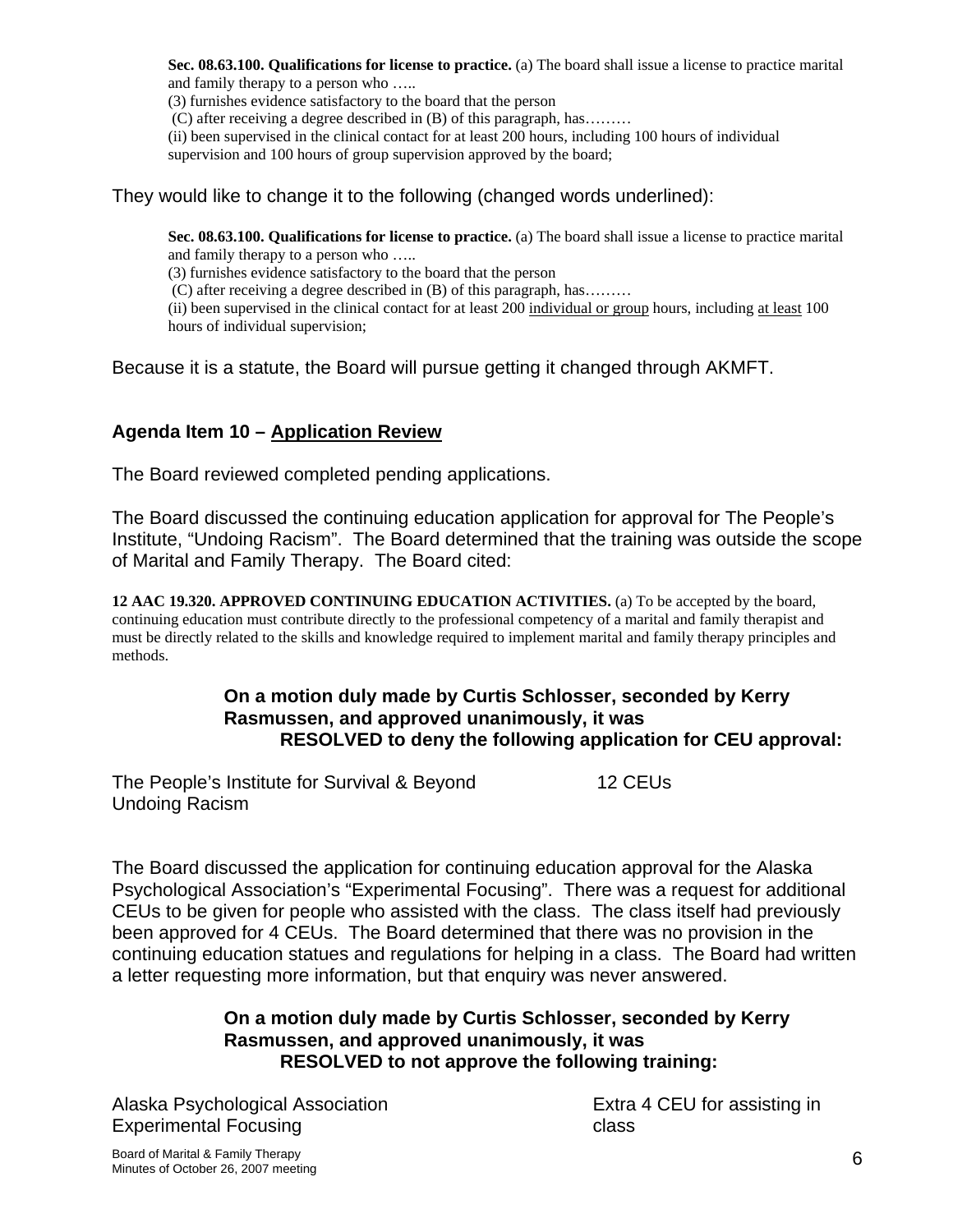> **Sec. 08.63.100. Qualifications for license to practice.** (a) The board shall issue a license to practice marital and family therapy to a person who …..
> (3) furnishes evidence satisfactory to the board that the person
> (C) after receiving a degree described in (B) of this paragraph, has………
> (ii) been supervised in the clinical contact for at least 200 hours, including 100 hours of individual supervision and 100 hours of group supervision approved by the board;

They would like to change it to the following (changed words underlined):

> **Sec. 08.63.100. Qualifications for license to practice.** (a) The board shall issue a license to practice marital and family therapy to a person who …..
> (3) furnishes evidence satisfactory to the board that the person
> (C) after receiving a degree described in (B) of this paragraph, has………
> (ii) been supervised in the clinical contact for at least 200 <u>individual or group</u> hours, including <u>at least</u> 100 hours of individual supervision;

Because it is a statute, the Board will pursue getting it changed through AKMFT.

### Agenda Item 10 – <u>Application Review</u>

The Board reviewed completed pending applications.

The Board discussed the continuing education application for approval for The People's Institute, "Undoing Racism". The Board determined that the training was outside the scope of Marital and Family Therapy. The Board cited:

**12 AAC 19.320. APPROVED CONTINUING EDUCATION ACTIVITIES.** (a) To be accepted by the board, continuing education must contribute directly to the professional competency of a marital and family therapist and must be directly related to the skills and knowledge required to implement marital and family therapy principles and methods.

> **On a motion duly made by Curtis Schlosser, seconded by Kerry Rasmussen, and approved unanimously, it was**
> **RESOLVED to deny the following application for CEU approval:**

| | |
|---|---|
| The People's Institute for Survival & Beyond<br>Undoing Racism | 12 CEUs |

The Board discussed the application for continuing education approval for the Alaska Psychological Association's "Experimental Focusing". There was a request for additional CEUs to be given for people who assisted with the class. The class itself had previously been approved for 4 CEUs. The Board determined that there was no provision in the continuing education statues and regulations for helping in a class. The Board had written a letter requesting more information, but that enquiry was never answered.

> **On a motion duly made by Curtis Schlosser, seconded by Kerry Rasmussen, and approved unanimously, it was**
> **RESOLVED to not approve the following training:**

| | |
|---|---|
| Alaska Psychological Association<br>Experimental Focusing | Extra 4 CEU for assisting in class |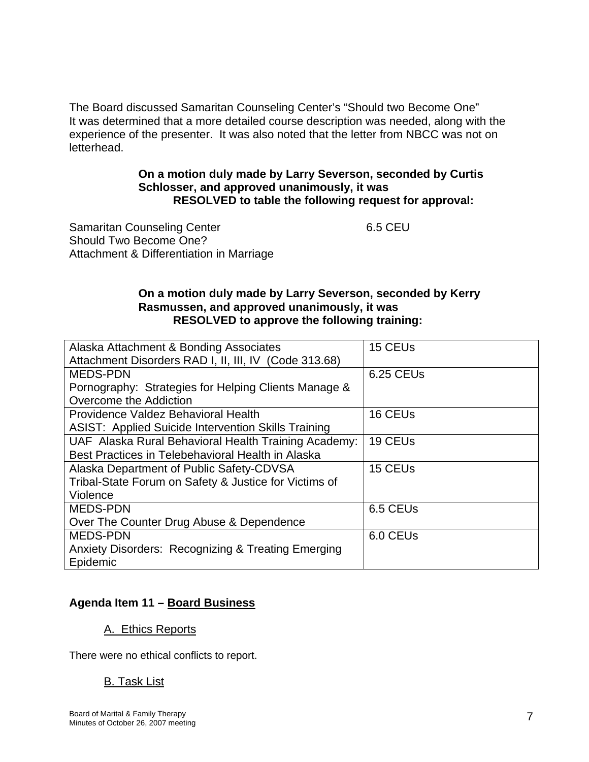The Board discussed Samaritan Counseling Center's "Should two Become One" It was determined that a more detailed course description was needed, along with the experience of the presenter. It was also noted that the letter from NBCC was not on letterhead.

**On a motion duly made by Larry Severson, seconded by Curtis Schlosser, and approved unanimously, it was**
**RESOLVED to table the following request for approval:**

Samaritan Counseling Center — 6.5 CEU
Should Two Become One?
Attachment & Differentiation in Marriage

**On a motion duly made by Larry Severson, seconded by Kerry Rasmussen, and approved unanimously, it was**
**RESOLVED to approve the following training:**

| Training | CEUs |
|---|---|
| Alaska Attachment & Bonding Associates<br>Attachment Disorders RAD I, II, III, IV (Code 313.68) | 15 CEUs |
| MEDS-PDN<br>Pornography: Strategies for Helping Clients Manage & Overcome the Addiction | 6.25 CEUs |
| Providence Valdez Behavioral Health<br>ASIST: Applied Suicide Intervention Skills Training | 16 CEUs |
| UAF Alaska Rural Behavioral Health Training Academy: Best Practices in Telebehavioral Health in Alaska | 19 CEUs |
| Alaska Department of Public Safety-CDVSA<br>Tribal-State Forum on Safety & Justice for Victims of Violence | 15 CEUs |
| MEDS-PDN<br>Over The Counter Drug Abuse & Dependence | 6.5 CEUs |
| MEDS-PDN<br>Anxiety Disorders: Recognizing & Treating Emerging Epidemic | 6.0 CEUs |

## Agenda Item 11 – Board Business

### A. Ethics Reports

There were no ethical conflicts to report.

### B. Task List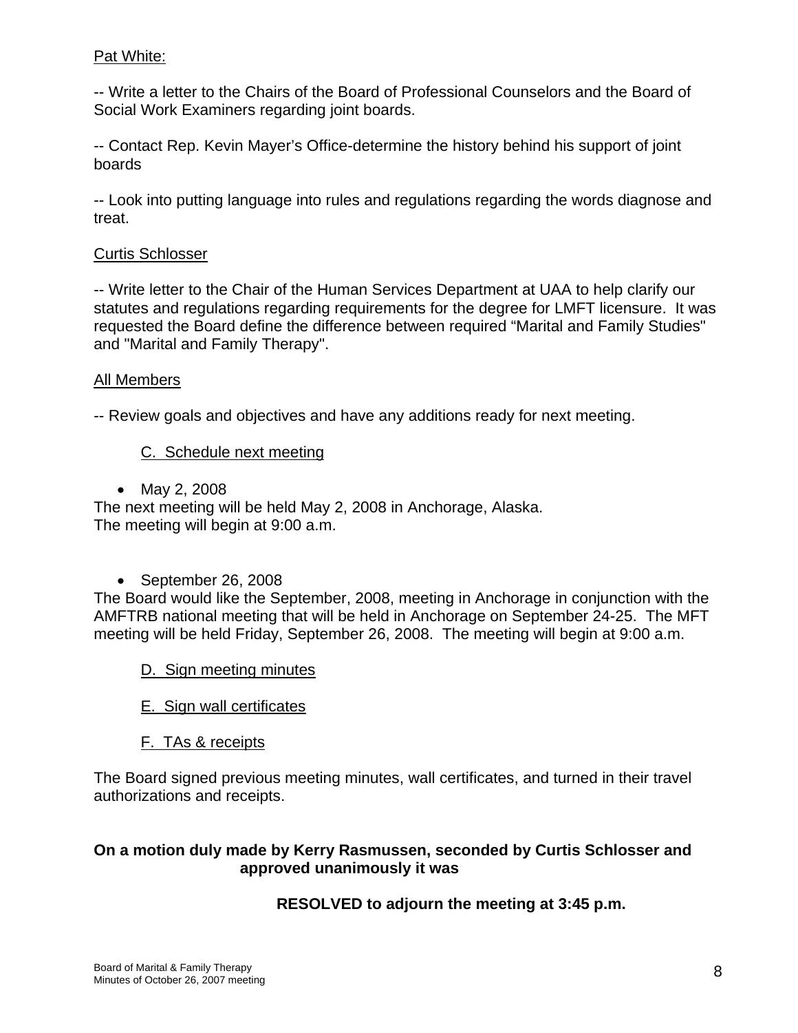Pat White:

-- Write a letter to the Chairs of the Board of Professional Counselors and the Board of Social Work Examiners regarding joint boards.

-- Contact Rep. Kevin Mayer's Office-determine the history behind his support of joint boards

-- Look into putting language into rules and regulations regarding the words diagnose and treat.

Curtis Schlosser

-- Write letter to the Chair of the Human Services Department at UAA to help clarify our statutes and regulations regarding requirements for the degree for LMFT licensure. It was requested the Board define the difference between required "Marital and Family Studies" and "Marital and Family Therapy".

All Members

-- Review goals and objectives and have any additions ready for next meeting.

C. Schedule next meeting

- May 2, 2008

The next meeting will be held May 2, 2008 in Anchorage, Alaska.
The meeting will begin at 9:00 a.m.

- September 26, 2008

The Board would like the September, 2008, meeting in Anchorage in conjunction with the AMFTRB national meeting that will be held in Anchorage on September 24-25. The MFT meeting will be held Friday, September 26, 2008. The meeting will begin at 9:00 a.m.

D. Sign meeting minutes

E. Sign wall certificates

F. TAs & receipts

The Board signed previous meeting minutes, wall certificates, and turned in their travel authorizations and receipts.

**On a motion duly made by Kerry Rasmussen, seconded by Curtis Schlosser and approved unanimously it was**

**RESOLVED to adjourn the meeting at 3:45 p.m.**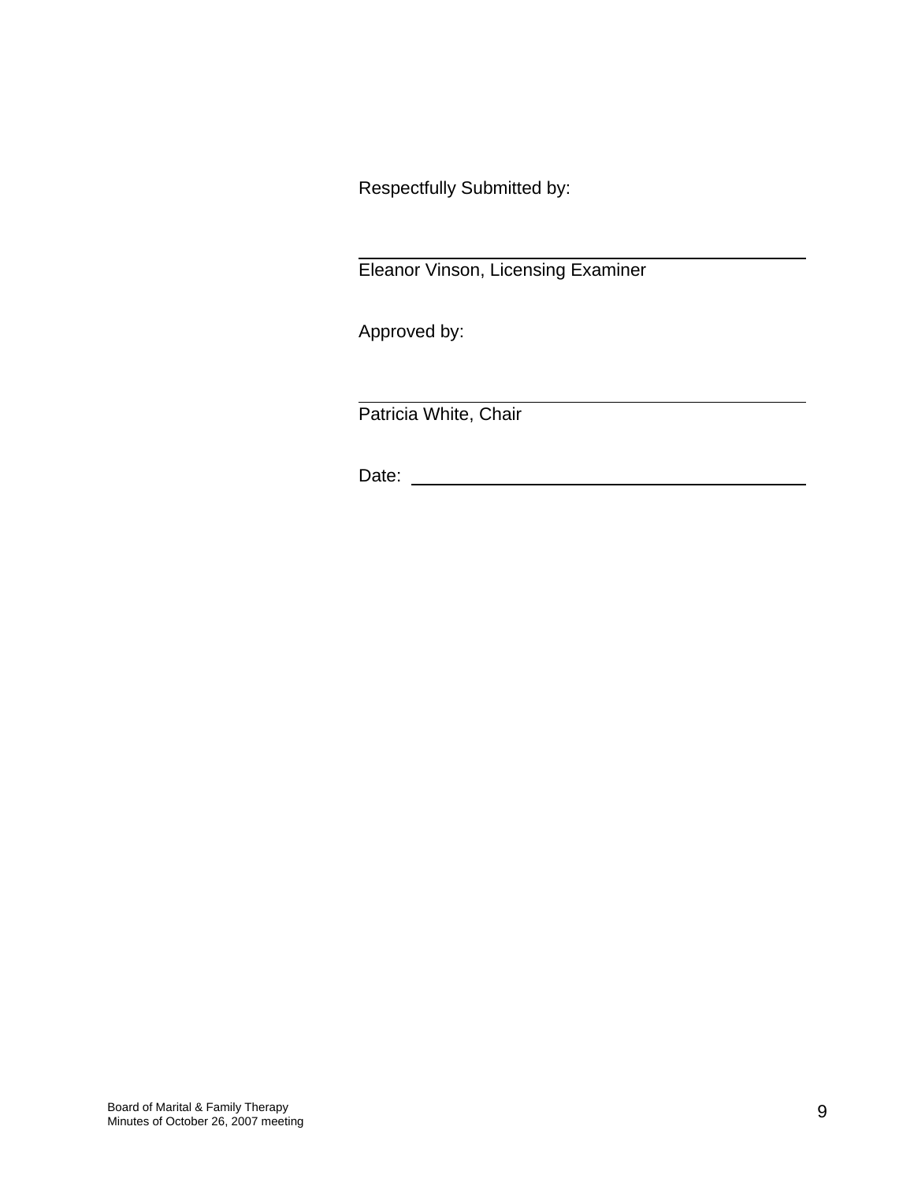Respectfully Submitted by:

\_\_\_\_\_\_\_\_\_\_\_\_\_\_\_\_\_\_\_\_\_\_\_\_\_\_\_\_\_\_\_\_\_\_\_\_\_\_\_\_

Eleanor Vinson, Licensing Examiner

Approved by:

\_\_\_\_\_\_\_\_\_\_\_\_\_\_\_\_\_\_\_\_\_\_\_\_\_\_\_\_\_\_\_\_\_\_\_\_\_\_\_\_

Patricia White, Chair

Date: \_\_\_\_\_\_\_\_\_\_\_\_\_\_\_\_\_\_\_\_\_\_\_\_\_\_\_\_\_\_\_\_\_\_\_\_